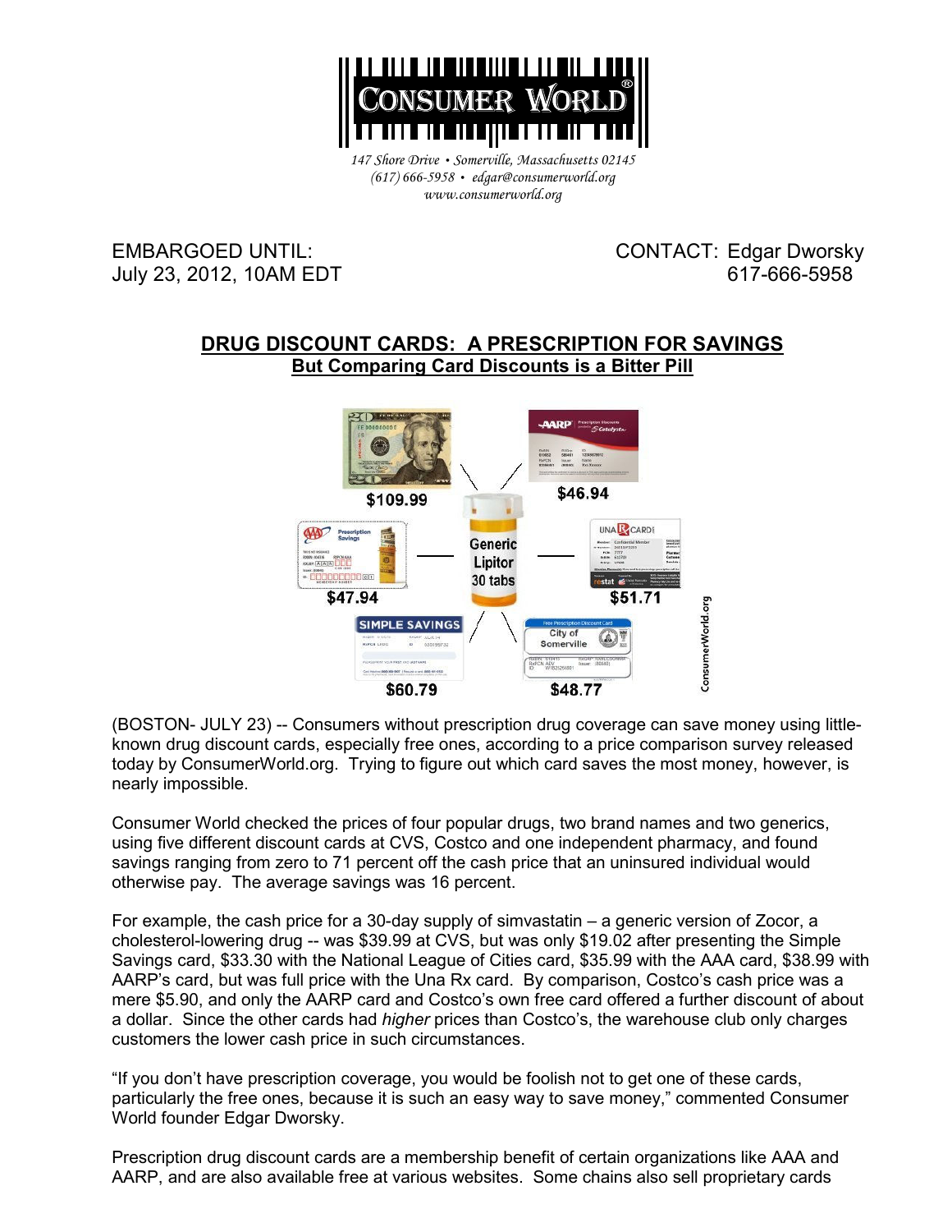CONSUMER WORLD®

*147 Shore Drive • Somerville, Massachusetts 02145*
*(617) 666-5958 • edgar@consumerworld.org*
*www.consumerworld.org*

EMBARGOED UNTIL: July 23, 2012, 10AM EDT

CONTACT: Edgar Dworsky 617-666-5958

## DRUG DISCOUNT CARDS: A PRESCRIPTION FOR SAVINGS
### But Comparing Card Discounts is a Bitter Pill

Generic Lipitor 30 tabs: $109.99 (cash), $46.94 (AARP), $51.71 (UNA Rx Card), $48.77 (City of Somerville), $60.79 (Simple Savings), $47.94 (AAA)

ConsumerWorld.org

(BOSTON- JULY 23) -- Consumers without prescription drug coverage can save money using little-known drug discount cards, especially free ones, according to a price comparison survey released today by ConsumerWorld.org. Trying to figure out which card saves the most money, however, is nearly impossible.

Consumer World checked the prices of four popular drugs, two brand names and two generics, using five different discount cards at CVS, Costco and one independent pharmacy, and found savings ranging from zero to 71 percent off the cash price that an uninsured individual would otherwise pay. The average savings was 16 percent.

For example, the cash price for a 30-day supply of simvastatin – a generic version of Zocor, a cholesterol-lowering drug -- was $39.99 at CVS, but was only $19.02 after presenting the Simple Savings card, $33.30 with the National League of Cities card, $35.99 with the AAA card, $38.99 with AARP's card, but was full price with the Una Rx card. By comparison, Costco's cash price was a mere $5.90, and only the AARP card and Costco's own free card offered a further discount of about a dollar. Since the other cards had *higher* prices than Costco's, the warehouse club only charges customers the lower cash price in such circumstances.

"If you don't have prescription coverage, you would be foolish not to get one of these cards, particularly the free ones, because it is such an easy way to save money," commented Consumer World founder Edgar Dworsky.

Prescription drug discount cards are a membership benefit of certain organizations like AAA and AARP, and are also available free at various websites. Some chains also sell proprietary cards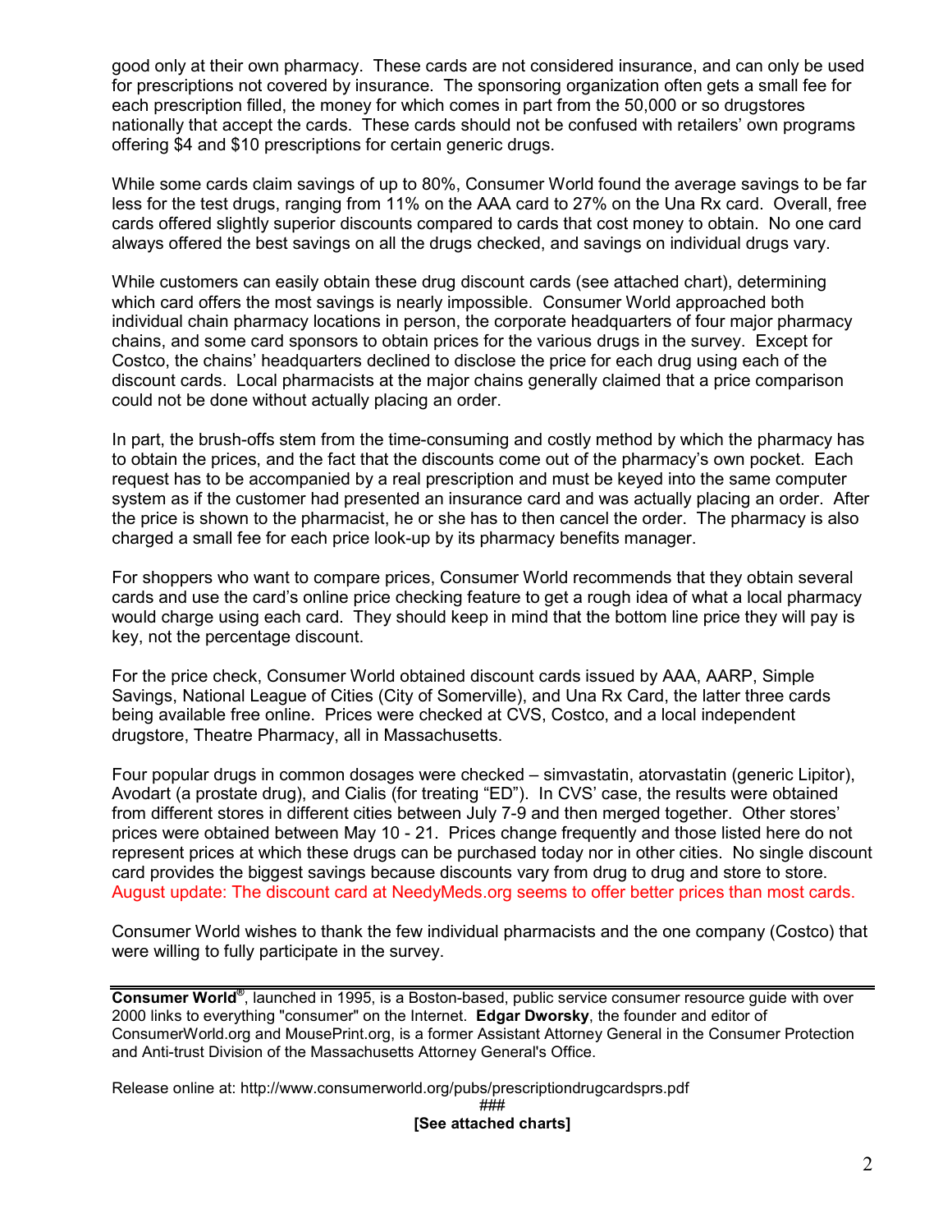good only at their own pharmacy. These cards are not considered insurance, and can only be used for prescriptions not covered by insurance. The sponsoring organization often gets a small fee for each prescription filled, the money for which comes in part from the 50,000 or so drugstores nationally that accept the cards. These cards should not be confused with retailers' own programs offering $4 and $10 prescriptions for certain generic drugs.

While some cards claim savings of up to 80%, Consumer World found the average savings to be far less for the test drugs, ranging from 11% on the AAA card to 27% on the Una Rx card. Overall, free cards offered slightly superior discounts compared to cards that cost money to obtain. No one card always offered the best savings on all the drugs checked, and savings on individual drugs vary.

While customers can easily obtain these drug discount cards (see attached chart), determining which card offers the most savings is nearly impossible. Consumer World approached both individual chain pharmacy locations in person, the corporate headquarters of four major pharmacy chains, and some card sponsors to obtain prices for the various drugs in the survey. Except for Costco, the chains' headquarters declined to disclose the price for each drug using each of the discount cards. Local pharmacists at the major chains generally claimed that a price comparison could not be done without actually placing an order.

In part, the brush-offs stem from the time-consuming and costly method by which the pharmacy has to obtain the prices, and the fact that the discounts come out of the pharmacy's own pocket. Each request has to be accompanied by a real prescription and must be keyed into the same computer system as if the customer had presented an insurance card and was actually placing an order. After the price is shown to the pharmacist, he or she has to then cancel the order. The pharmacy is also charged a small fee for each price look-up by its pharmacy benefits manager.

For shoppers who want to compare prices, Consumer World recommends that they obtain several cards and use the card's online price checking feature to get a rough idea of what a local pharmacy would charge using each card. They should keep in mind that the bottom line price they will pay is key, not the percentage discount.

For the price check, Consumer World obtained discount cards issued by AAA, AARP, Simple Savings, National League of Cities (City of Somerville), and Una Rx Card, the latter three cards being available free online. Prices were checked at CVS, Costco, and a local independent drugstore, Theatre Pharmacy, all in Massachusetts.

Four popular drugs in common dosages were checked – simvastatin, atorvastatin (generic Lipitor), Avodart (a prostate drug), and Cialis (for treating "ED"). In CVS' case, the results were obtained from different stores in different cities between July 7-9 and then merged together. Other stores' prices were obtained between May 10 - 21. Prices change frequently and those listed here do not represent prices at which these drugs can be purchased today nor in other cities. No single discount card provides the biggest savings because discounts vary from drug to drug and store to store. August update: The discount card at NeedyMeds.org seems to offer better prices than most cards.

Consumer World wishes to thank the few individual pharmacists and the one company (Costco) that were willing to fully participate in the survey.

---

**Consumer World®**, launched in 1995, is a Boston-based, public service consumer resource guide with over 2000 links to everything "consumer" on the Internet. **Edgar Dworsky**, the founder and editor of ConsumerWorld.org and MousePrint.org, is a former Assistant Attorney General in the Consumer Protection and Anti-trust Division of the Massachusetts Attorney General's Office.

Release online at: http://www.consumerworld.org/pubs/prescriptiondrugcardsprs.pdf

###

**[See attached charts]**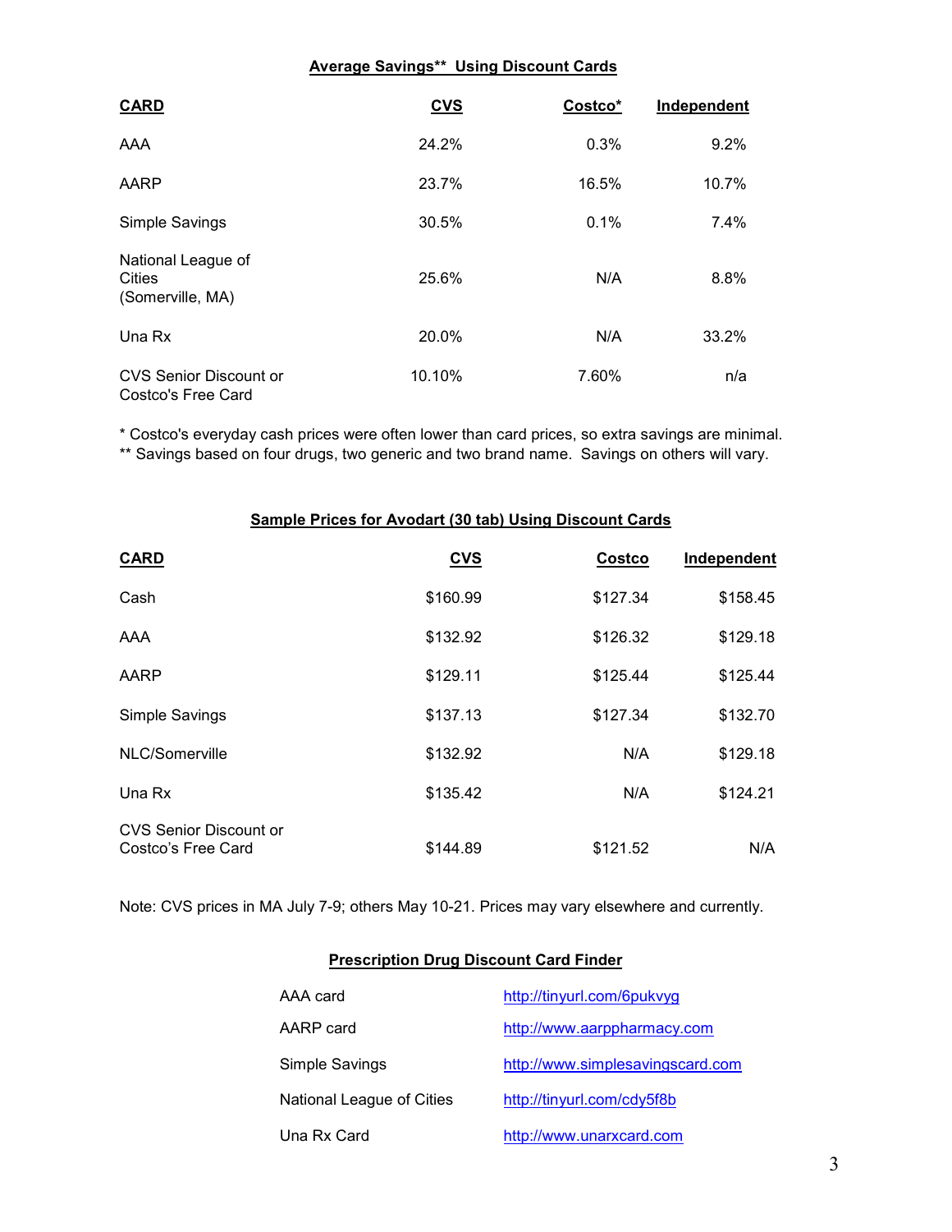## Average Savings** Using Discount Cards

| CARD | CVS | Costco* | Independent |
|---|---|---|---|
| AAA | 24.2% | 0.3% | 9.2% |
| AARP | 23.7% | 16.5% | 10.7% |
| Simple Savings | 30.5% | 0.1% | 7.4% |
| National League of Cities (Somerville, MA) | 25.6% | N/A | 8.8% |
| Una Rx | 20.0% | N/A | 33.2% |
| CVS Senior Discount or Costco's Free Card | 10.10% | 7.60% | n/a |

* Costco's everyday cash prices were often lower than card prices, so extra savings are minimal.
** Savings based on four drugs, two generic and two brand name. Savings on others will vary.

## Sample Prices for Avodart (30 tab) Using Discount Cards

| CARD | CVS | Costco | Independent |
|---|---|---|---|
| Cash | $160.99 | $127.34 | $158.45 |
| AAA | $132.92 | $126.32 | $129.18 |
| AARP | $129.11 | $125.44 | $125.44 |
| Simple Savings | $137.13 | $127.34 | $132.70 |
| NLC/Somerville | $132.92 | N/A | $129.18 |
| Una Rx | $135.42 | N/A | $124.21 |
| CVS Senior Discount or Costco's Free Card | $144.89 | $121.52 | N/A |

Note: CVS prices in MA July 7-9; others May 10-21. Prices may vary elsewhere and currently.

## Prescription Drug Discount Card Finder

| | |
|---|---|
| AAA card | http://tinyurl.com/6pukvyg |
| AARP card | http://www.aarppharmacy.com |
| Simple Savings | http://www.simplesavingscard.com |
| National League of Cities | http://tinyurl.com/cdy5f8b |
| Una Rx Card | http://www.unarxcard.com |